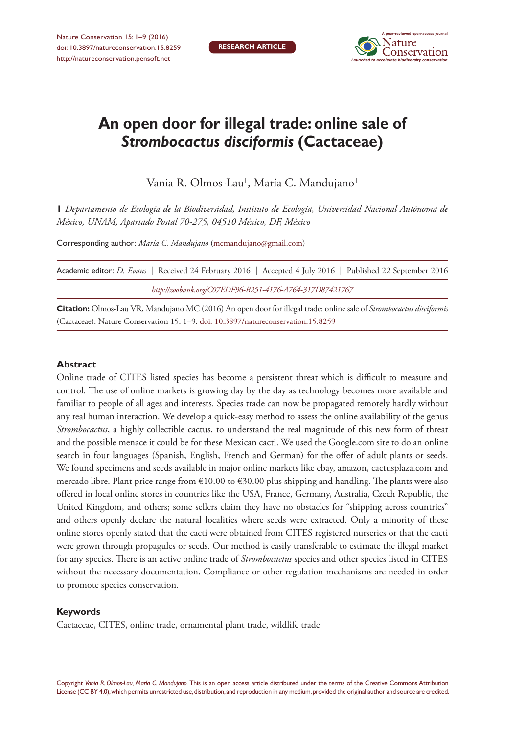RESEARCH ARTICLE

# An open door for illegal trade: online sale of *Strombocactus disciformis* (Cactaceae)

Vania R. Olmos-Lau[1], María C. Mandujano[1]

**1** *Departamento de Ecología de la Biodiversidad, Instituto de Ecología, Universidad Nacional Autónoma de México, UNAM, Apartado Postal 70-275, 04510 México, DF, México*

Corresponding author: *María C. Mandujano* (mcmandujano@gmail.com)

Academic editor: *D. Evans* | Received 24 February 2016 | Accepted 4 July 2016 | Published 22 September 2016

*http://zoobank.org/C07EDF96-B251-4176-A764-317D87421767*

**Citation:** Olmos-Lau VR, Mandujano MC (2016) An open door for illegal trade: online sale of *Strombocactus disciformis* (Cactaceae). Nature Conservation 15: 1–9. doi: 10.3897/natureconservation.15.8259

## Abstract

Online trade of CITES listed species has become a persistent threat which is difficult to measure and control. The use of online markets is growing day by the day as technology becomes more available and familiar to people of all ages and interests. Species trade can now be propagated remotely hardly without any real human interaction. We develop a quick-easy method to assess the online availability of the genus *Strombocactus*, a highly collectible cactus, to understand the real magnitude of this new form of threat and the possible menace it could be for these Mexican cacti. We used the Google.com site to do an online search in four languages (Spanish, English, French and German) for the offer of adult plants or seeds. We found specimens and seeds available in major online markets like ebay, amazon, cactusplaza.com and mercado libre. Plant price range from €10.00 to €30.00 plus shipping and handling. The plants were also offered in local online stores in countries like the USA, France, Germany, Australia, Czech Republic, the United Kingdom, and others; some sellers claim they have no obstacles for "shipping across countries" and others openly declare the natural localities where seeds were extracted. Only a minority of these online stores openly stated that the cacti were obtained from CITES registered nurseries or that the cacti were grown through propagules or seeds. Our method is easily transferable to estimate the illegal market for any species. There is an active online trade of *Strombocactus* species and other species listed in CITES without the necessary documentation. Compliance or other regulation mechanisms are needed in order to promote species conservation.

## Keywords

Cactaceae, CITES, online trade, ornamental plant trade, wildlife trade

Copyright *Vania R. Olmos-Lau, María C. Mandujano.* This is an open access article distributed under the terms of the Creative Commons Attribution License (CC BY 4.0), which permits unrestricted use, distribution, and reproduction in any medium, provided the original author and source are credited.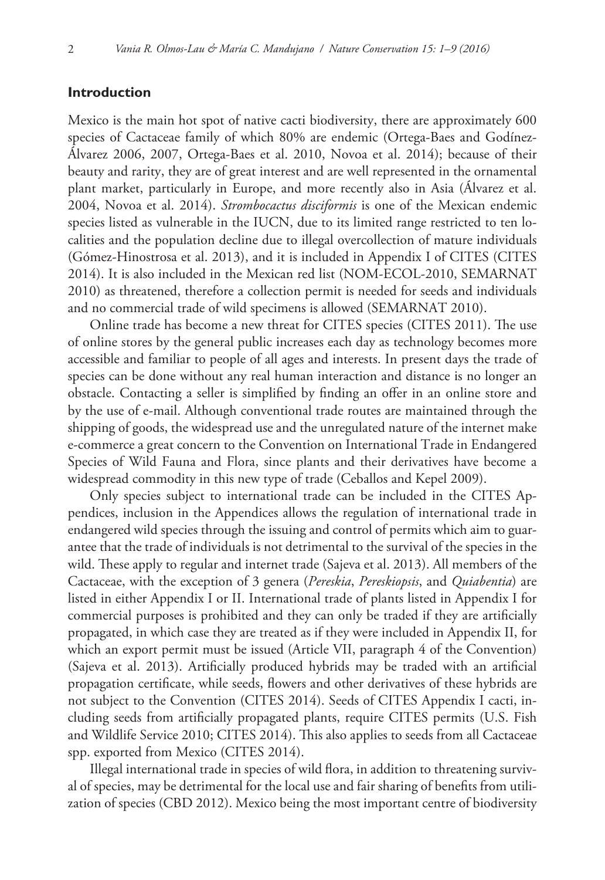## Introduction

Mexico is the main hot spot of native cacti biodiversity, there are approximately 600 species of Cactaceae family of which 80% are endemic (Ortega-Baes and Godínez-Álvarez 2006, 2007, Ortega-Baes et al. 2010, Novoa et al. 2014); because of their beauty and rarity, they are of great interest and are well represented in the ornamental plant market, particularly in Europe, and more recently also in Asia (Álvarez et al. 2004, Novoa et al. 2014). *Strombocactus disciformis* is one of the Mexican endemic species listed as vulnerable in the IUCN, due to its limited range restricted to ten localities and the population decline due to illegal overcollection of mature individuals (Gómez-Hinostrosa et al. 2013), and it is included in Appendix I of CITES (CITES 2014). It is also included in the Mexican red list (NOM-ECOL-2010, SEMARNAT 2010) as threatened, therefore a collection permit is needed for seeds and individuals and no commercial trade of wild specimens is allowed (SEMARNAT 2010).

Online trade has become a new threat for CITES species (CITES 2011). The use of online stores by the general public increases each day as technology becomes more accessible and familiar to people of all ages and interests. In present days the trade of species can be done without any real human interaction and distance is no longer an obstacle. Contacting a seller is simplified by finding an offer in an online store and by the use of e-mail. Although conventional trade routes are maintained through the shipping of goods, the widespread use and the unregulated nature of the internet make e-commerce a great concern to the Convention on International Trade in Endangered Species of Wild Fauna and Flora, since plants and their derivatives have become a widespread commodity in this new type of trade (Ceballos and Kepel 2009).

Only species subject to international trade can be included in the CITES Appendices, inclusion in the Appendices allows the regulation of international trade in endangered wild species through the issuing and control of permits which aim to guarantee that the trade of individuals is not detrimental to the survival of the species in the wild. These apply to regular and internet trade (Sajeva et al. 2013). All members of the Cactaceae, with the exception of 3 genera (*Pereskia*, *Pereskiopsis*, and *Quiabentia*) are listed in either Appendix I or II. International trade of plants listed in Appendix I for commercial purposes is prohibited and they can only be traded if they are artificially propagated, in which case they are treated as if they were included in Appendix II, for which an export permit must be issued (Article VII, paragraph 4 of the Convention) (Sajeva et al. 2013). Artificially produced hybrids may be traded with an artificial propagation certificate, while seeds, flowers and other derivatives of these hybrids are not subject to the Convention (CITES 2014). Seeds of CITES Appendix I cacti, including seeds from artificially propagated plants, require CITES permits (U.S. Fish and Wildlife Service 2010; CITES 2014). This also applies to seeds from all Cactaceae spp. exported from Mexico (CITES 2014).

Illegal international trade in species of wild flora, in addition to threatening survival of species, may be detrimental for the local use and fair sharing of benefits from utilization of species (CBD 2012). Mexico being the most important centre of biodiversity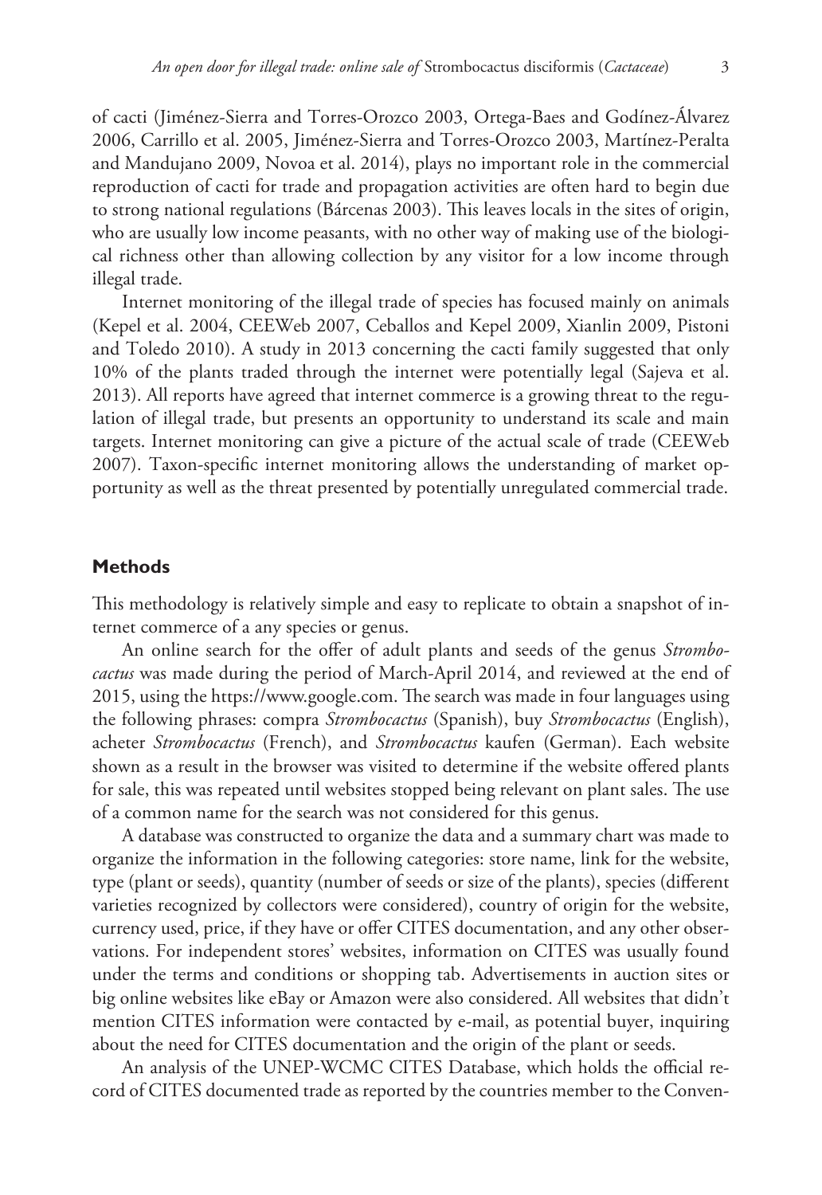of cacti (Jiménez-Sierra and Torres-Orozco 2003, Ortega-Baes and Godínez-Álvarez 2006, Carrillo et al. 2005, Jiménez-Sierra and Torres-Orozco 2003, Martínez-Peralta and Mandujano 2009, Novoa et al. 2014), plays no important role in the commercial reproduction of cacti for trade and propagation activities are often hard to begin due to strong national regulations (Bárcenas 2003). This leaves locals in the sites of origin, who are usually low income peasants, with no other way of making use of the biological richness other than allowing collection by any visitor for a low income through illegal trade.

Internet monitoring of the illegal trade of species has focused mainly on animals (Kepel et al. 2004, CEEWeb 2007, Ceballos and Kepel 2009, Xianlin 2009, Pistoni and Toledo 2010). A study in 2013 concerning the cacti family suggested that only 10% of the plants traded through the internet were potentially legal (Sajeva et al. 2013). All reports have agreed that internet commerce is a growing threat to the regulation of illegal trade, but presents an opportunity to understand its scale and main targets. Internet monitoring can give a picture of the actual scale of trade (CEEWeb 2007). Taxon-specific internet monitoring allows the understanding of market opportunity as well as the threat presented by potentially unregulated commercial trade.

## Methods

This methodology is relatively simple and easy to replicate to obtain a snapshot of internet commerce of a any species or genus.

An online search for the offer of adult plants and seeds of the genus *Strombocactus* was made during the period of March-April 2014, and reviewed at the end of 2015, using the https://www.google.com. The search was made in four languages using the following phrases: compra *Strombocactus* (Spanish), buy *Strombocactus* (English), acheter *Strombocactus* (French), and *Strombocactus* kaufen (German). Each website shown as a result in the browser was visited to determine if the website offered plants for sale, this was repeated until websites stopped being relevant on plant sales. The use of a common name for the search was not considered for this genus.

A database was constructed to organize the data and a summary chart was made to organize the information in the following categories: store name, link for the website, type (plant or seeds), quantity (number of seeds or size of the plants), species (different varieties recognized by collectors were considered), country of origin for the website, currency used, price, if they have or offer CITES documentation, and any other observations. For independent stores' websites, information on CITES was usually found under the terms and conditions or shopping tab. Advertisements in auction sites or big online websites like eBay or Amazon were also considered. All websites that didn't mention CITES information were contacted by e-mail, as potential buyer, inquiring about the need for CITES documentation and the origin of the plant or seeds.

An analysis of the UNEP-WCMC CITES Database, which holds the official record of CITES documented trade as reported by the countries member to the Conven-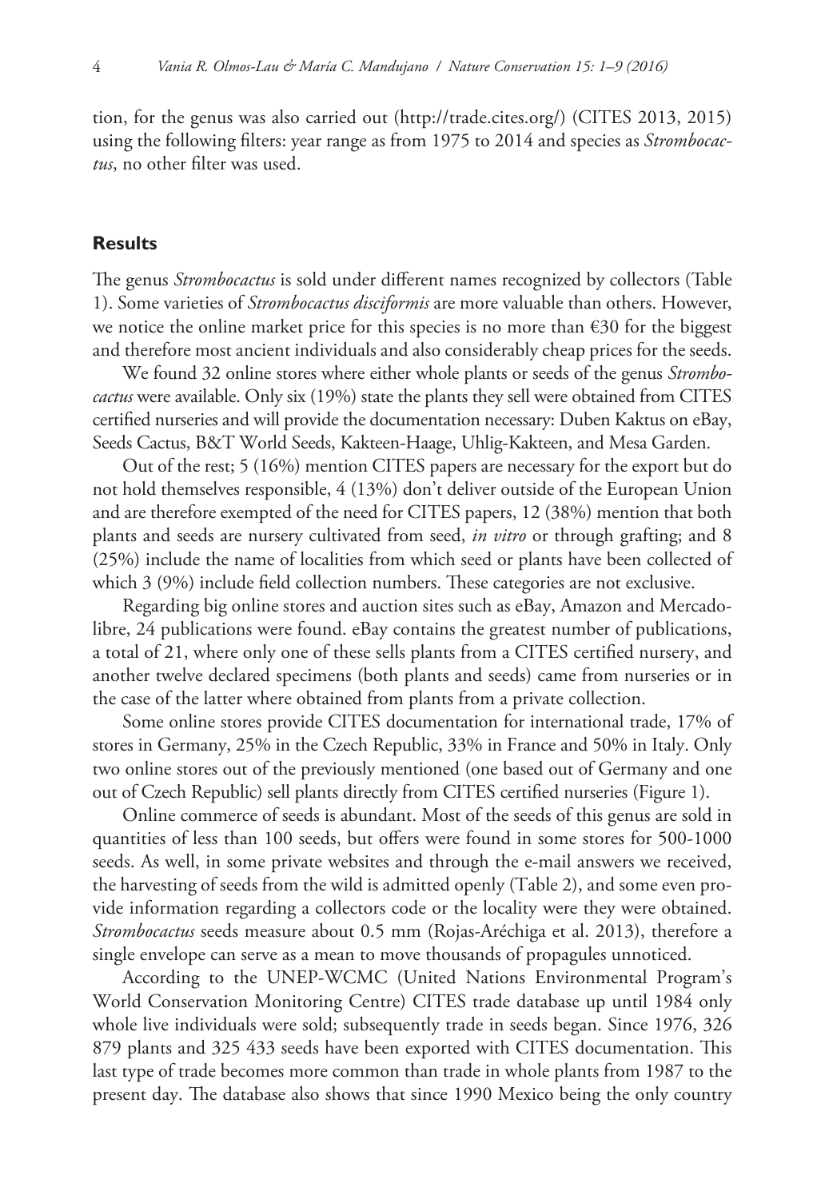tion, for the genus was also carried out (http://trade.cites.org/) (CITES 2013, 2015) using the following filters: year range as from 1975 to 2014 and species as *Strombocactus*, no other filter was used.

## Results

The genus *Strombocactus* is sold under different names recognized by collectors (Table 1). Some varieties of *Strombocactus disciformis* are more valuable than others. However, we notice the online market price for this species is no more than €30 for the biggest and therefore most ancient individuals and also considerably cheap prices for the seeds.

We found 32 online stores where either whole plants or seeds of the genus *Strombocactus* were available. Only six (19%) state the plants they sell were obtained from CITES certified nurseries and will provide the documentation necessary: Duben Kaktus on eBay, Seeds Cactus, B&T World Seeds, Kakteen-Haage, Uhlig-Kakteen, and Mesa Garden.

Out of the rest; 5 (16%) mention CITES papers are necessary for the export but do not hold themselves responsible, 4 (13%) don't deliver outside of the European Union and are therefore exempted of the need for CITES papers, 12 (38%) mention that both plants and seeds are nursery cultivated from seed, *in vitro* or through grafting; and 8 (25%) include the name of localities from which seed or plants have been collected of which 3 (9%) include field collection numbers. These categories are not exclusive.

Regarding big online stores and auction sites such as eBay, Amazon and Mercadolibre, 24 publications were found. eBay contains the greatest number of publications, a total of 21, where only one of these sells plants from a CITES certified nursery, and another twelve declared specimens (both plants and seeds) came from nurseries or in the case of the latter where obtained from plants from a private collection.

Some online stores provide CITES documentation for international trade, 17% of stores in Germany, 25% in the Czech Republic, 33% in France and 50% in Italy. Only two online stores out of the previously mentioned (one based out of Germany and one out of Czech Republic) sell plants directly from CITES certified nurseries (Figure 1).

Online commerce of seeds is abundant. Most of the seeds of this genus are sold in quantities of less than 100 seeds, but offers were found in some stores for 500-1000 seeds. As well, in some private websites and through the e-mail answers we received, the harvesting of seeds from the wild is admitted openly (Table 2), and some even provide information regarding a collectors code or the locality were they were obtained. *Strombocactus* seeds measure about 0.5 mm (Rojas-Aréchiga et al. 2013), therefore a single envelope can serve as a mean to move thousands of propagules unnoticed.

According to the UNEP-WCMC (United Nations Environmental Program's World Conservation Monitoring Centre) CITES trade database up until 1984 only whole live individuals were sold; subsequently trade in seeds began. Since 1976, 326 879 plants and 325 433 seeds have been exported with CITES documentation. This last type of trade becomes more common than trade in whole plants from 1987 to the present day. The database also shows that since 1990 Mexico being the only country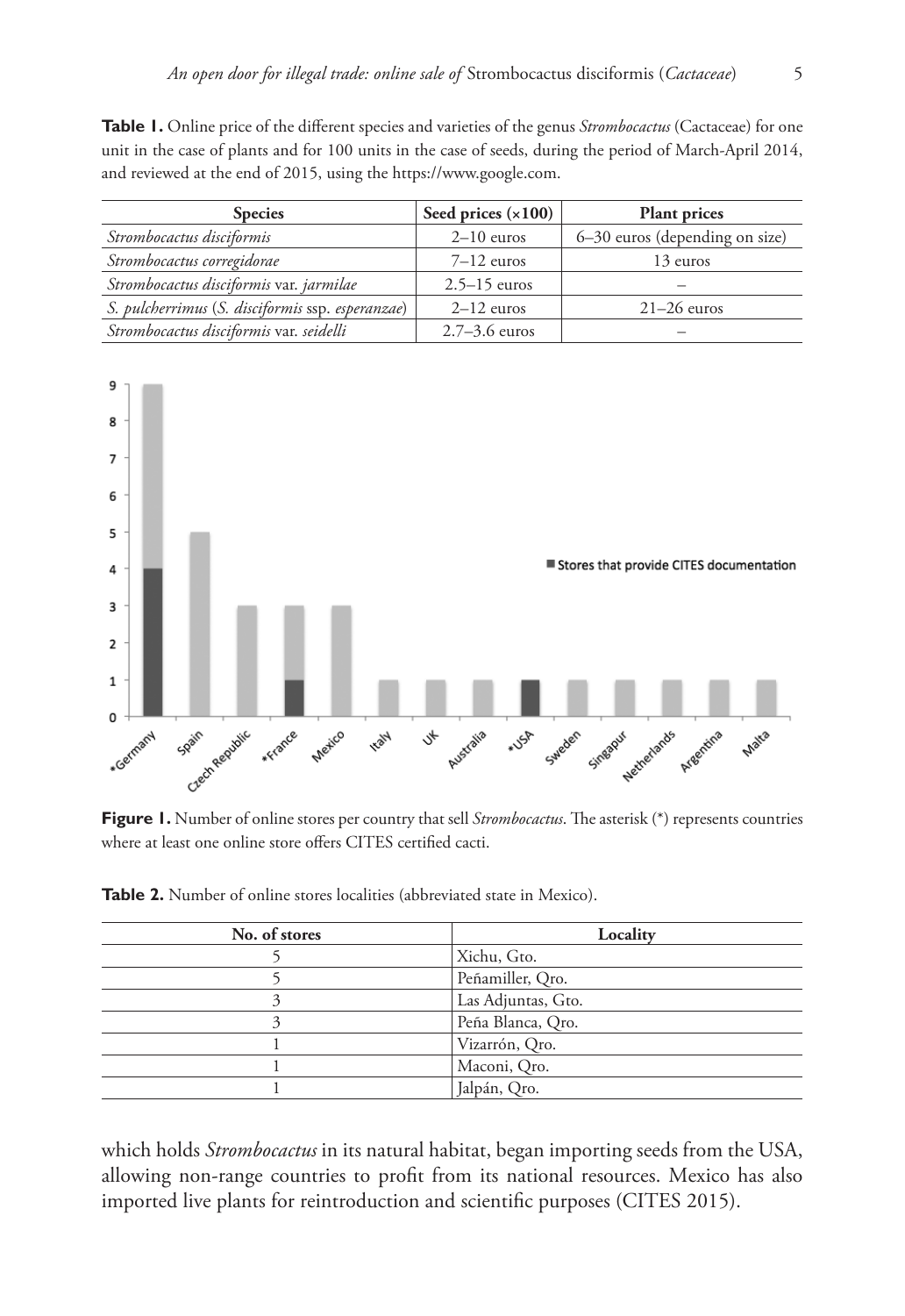**Table 1.** Online price of the different species and varieties of the genus *Strombocactus* (Cactaceae) for one unit in the case of plants and for 100 units in the case of seeds, during the period of March-April 2014, and reviewed at the end of 2015, using the https://www.google.com.

| Species | Seed prices (×100) | Plant prices |
|---|---|---|
| *Strombocactus disciformis* | 2–10 euros | 6–30 euros (depending on size) |
| *Strombocactus corregidorae* | 7–12 euros | 13 euros |
| *Strombocactus disciformis* var. *jarmilae* | 2.5–15 euros | – |
| *S. pulcherrimus* (*S. disciformis* ssp. *esperanzae*) | 2–12 euros | 21–26 euros |
| *Strombocactus disciformis* var. *seidelli* | 2.7–3.6 euros | – |

**Figure 1.** Number of online stores per country that sell *Strombocactus*. The asterisk (*) represents countries where at least one online store offers CITES certified cacti.

**Table 2.** Number of online stores localities (abbreviated state in Mexico).

| No. of stores | Locality |
|---|---|
| 5 | Xichu, Gto. |
| 5 | Peñamiller, Qro. |
| 3 | Las Adjuntas, Gto. |
| 3 | Peña Blanca, Qro. |
| 1 | Vizarrón, Qro. |
| 1 | Maconi, Qro. |
| 1 | Jalpán, Qro. |

which holds *Strombocactus* in its natural habitat, began importing seeds from the USA, allowing non-range countries to profit from its national resources. Mexico has also imported live plants for reintroduction and scientific purposes (CITES 2015).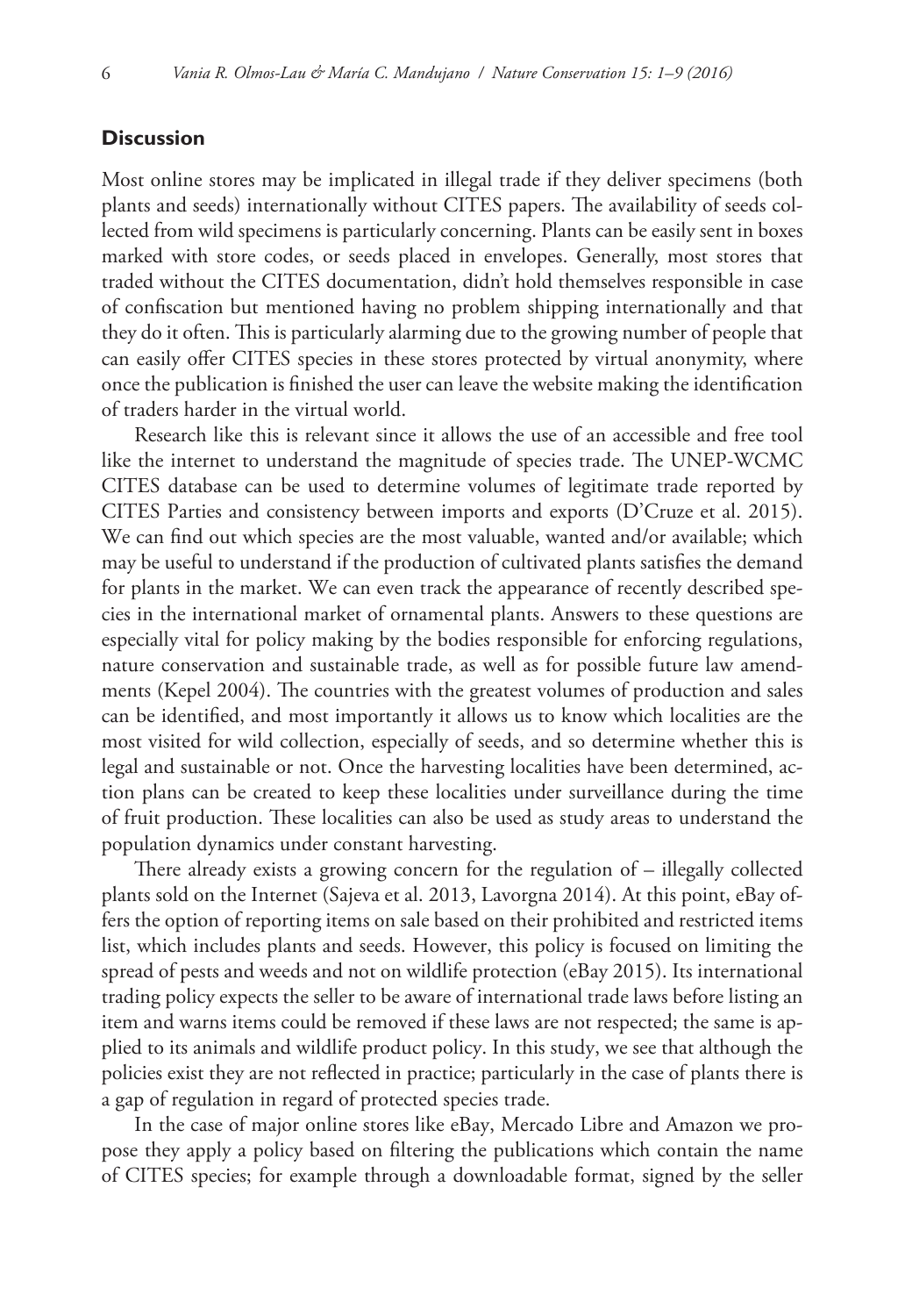## Discussion

Most online stores may be implicated in illegal trade if they deliver specimens (both plants and seeds) internationally without CITES papers. The availability of seeds collected from wild specimens is particularly concerning. Plants can be easily sent in boxes marked with store codes, or seeds placed in envelopes. Generally, most stores that traded without the CITES documentation, didn't hold themselves responsible in case of confiscation but mentioned having no problem shipping internationally and that they do it often. This is particularly alarming due to the growing number of people that can easily offer CITES species in these stores protected by virtual anonymity, where once the publication is finished the user can leave the website making the identification of traders harder in the virtual world.

Research like this is relevant since it allows the use of an accessible and free tool like the internet to understand the magnitude of species trade. The UNEP-WCMC CITES database can be used to determine volumes of legitimate trade reported by CITES Parties and consistency between imports and exports (D'Cruze et al. 2015). We can find out which species are the most valuable, wanted and/or available; which may be useful to understand if the production of cultivated plants satisfies the demand for plants in the market. We can even track the appearance of recently described species in the international market of ornamental plants. Answers to these questions are especially vital for policy making by the bodies responsible for enforcing regulations, nature conservation and sustainable trade, as well as for possible future law amendments (Kepel 2004). The countries with the greatest volumes of production and sales can be identified, and most importantly it allows us to know which localities are the most visited for wild collection, especially of seeds, and so determine whether this is legal and sustainable or not. Once the harvesting localities have been determined, action plans can be created to keep these localities under surveillance during the time of fruit production. These localities can also be used as study areas to understand the population dynamics under constant harvesting.

There already exists a growing concern for the regulation of – illegally collected plants sold on the Internet (Sajeva et al. 2013, Lavorgna 2014). At this point, eBay offers the option of reporting items on sale based on their prohibited and restricted items list, which includes plants and seeds. However, this policy is focused on limiting the spread of pests and weeds and not on wildlife protection (eBay 2015). Its international trading policy expects the seller to be aware of international trade laws before listing an item and warns items could be removed if these laws are not respected; the same is applied to its animals and wildlife product policy. In this study, we see that although the policies exist they are not reflected in practice; particularly in the case of plants there is a gap of regulation in regard of protected species trade.

In the case of major online stores like eBay, Mercado Libre and Amazon we propose they apply a policy based on filtering the publications which contain the name of CITES species; for example through a downloadable format, signed by the seller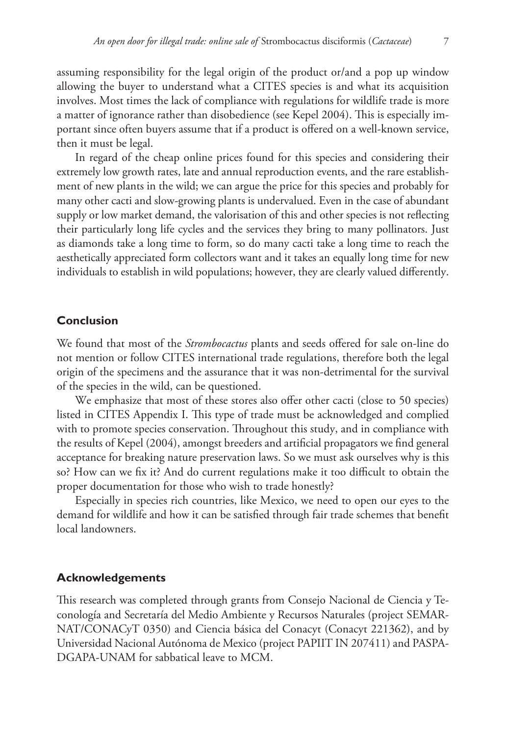assuming responsibility for the legal origin of the product or/and a pop up window allowing the buyer to understand what a CITES species is and what its acquisition involves. Most times the lack of compliance with regulations for wildlife trade is more a matter of ignorance rather than disobedience (see Kepel 2004). This is especially important since often buyers assume that if a product is offered on a well-known service, then it must be legal.

In regard of the cheap online prices found for this species and considering their extremely low growth rates, late and annual reproduction events, and the rare establishment of new plants in the wild; we can argue the price for this species and probably for many other cacti and slow-growing plants is undervalued. Even in the case of abundant supply or low market demand, the valorisation of this and other species is not reflecting their particularly long life cycles and the services they bring to many pollinators. Just as diamonds take a long time to form, so do many cacti take a long time to reach the aesthetically appreciated form collectors want and it takes an equally long time for new individuals to establish in wild populations; however, they are clearly valued differently.

## Conclusion

We found that most of the *Strombocactus* plants and seeds offered for sale on-line do not mention or follow CITES international trade regulations, therefore both the legal origin of the specimens and the assurance that it was non-detrimental for the survival of the species in the wild, can be questioned.

We emphasize that most of these stores also offer other cacti (close to 50 species) listed in CITES Appendix I. This type of trade must be acknowledged and complied with to promote species conservation. Throughout this study, and in compliance with the results of Kepel (2004), amongst breeders and artificial propagators we find general acceptance for breaking nature preservation laws. So we must ask ourselves why is this so? How can we fix it? And do current regulations make it too difficult to obtain the proper documentation for those who wish to trade honestly?

Especially in species rich countries, like Mexico, we need to open our eyes to the demand for wildlife and how it can be satisfied through fair trade schemes that benefit local landowners.

## Acknowledgements

This research was completed through grants from Consejo Nacional de Ciencia y Teconología and Secretaría del Medio Ambiente y Recursos Naturales (project SEMARNAT/CONACyT 0350) and Ciencia básica del Conacyt (Conacyt 221362), and by Universidad Nacional Autónoma de Mexico (project PAPIIT IN 207411) and PASPA-DGAPA-UNAM for sabbatical leave to MCM.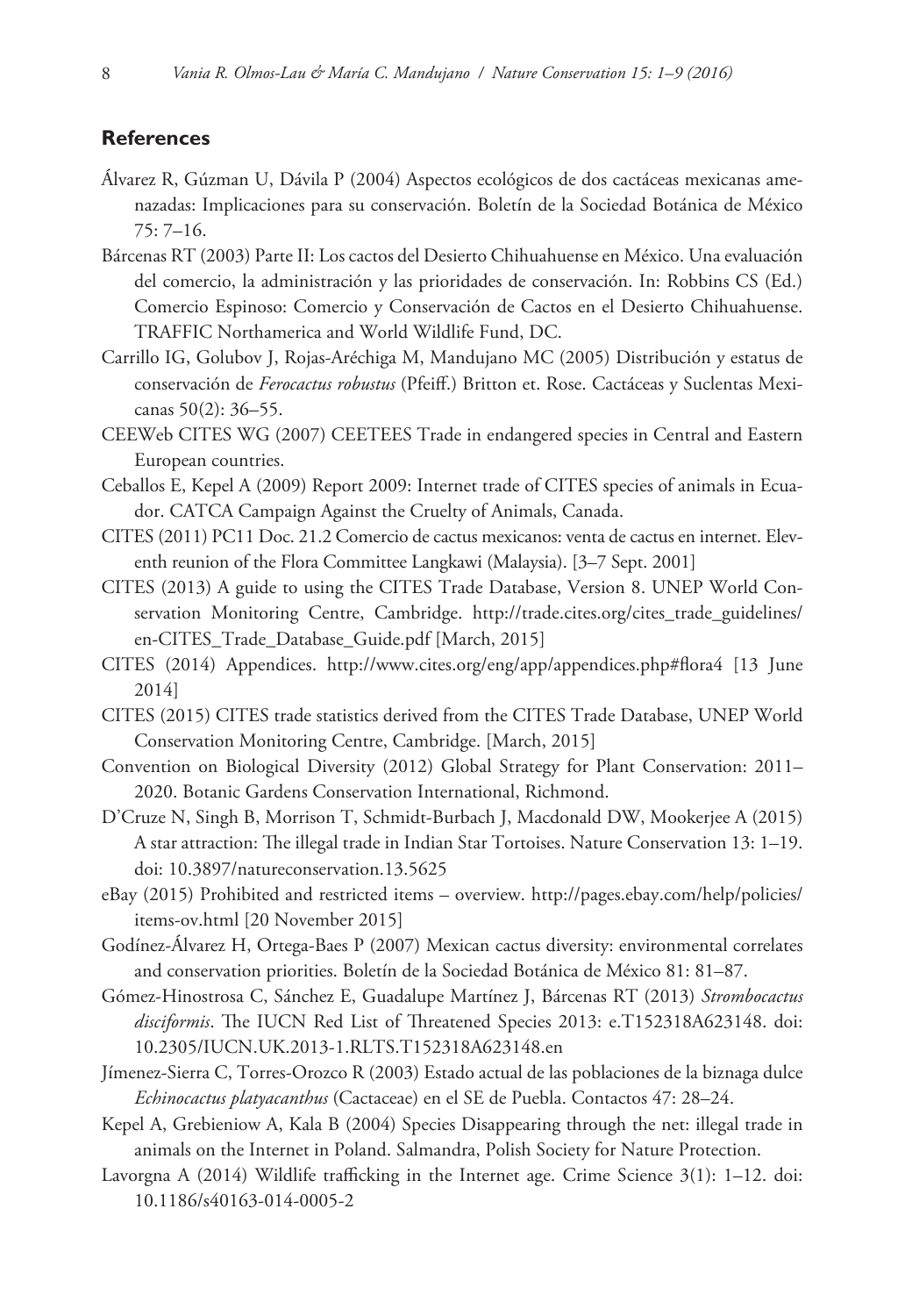## References

Álvarez R, Gúzman U, Dávila P (2004) Aspectos ecológicos de dos cactáceas mexicanas amenazadas: Implicaciones para su conservación. Boletín de la Sociedad Botánica de México 75: 7–16.

Bárcenas RT (2003) Parte II: Los cactos del Desierto Chihuahuense en México. Una evaluación del comercio, la administración y las prioridades de conservación. In: Robbins CS (Ed.) Comercio Espinoso: Comercio y Conservación de Cactos en el Desierto Chihuahuense. TRAFFIC Northamerica and World Wildlife Fund, DC.

Carrillo IG, Golubov J, Rojas-Aréchiga M, Mandujano MC (2005) Distribución y estatus de conservación de *Ferocactus robustus* (Pfeiff.) Britton et. Rose. Cactáceas y Suclentas Mexicanas 50(2): 36–55.

CEEWeb CITES WG (2007) CEETEES Trade in endangered species in Central and Eastern European countries.

Ceballos E, Kepel A (2009) Report 2009: Internet trade of CITES species of animals in Ecuador. CATCA Campaign Against the Cruelty of Animals, Canada.

CITES (2011) PC11 Doc. 21.2 Comercio de cactus mexicanos: venta de cactus en internet. Eleventh reunion of the Flora Committee Langkawi (Malaysia). [3–7 Sept. 2001]

CITES (2013) A guide to using the CITES Trade Database, Version 8. UNEP World Conservation Monitoring Centre, Cambridge. http://trade.cites.org/cites_trade_guidelines/en-CITES_Trade_Database_Guide.pdf [March, 2015]

CITES (2014) Appendices. http://www.cites.org/eng/app/appendices.php#flora4 [13 June 2014]

CITES (2015) CITES trade statistics derived from the CITES Trade Database, UNEP World Conservation Monitoring Centre, Cambridge. [March, 2015]

Convention on Biological Diversity (2012) Global Strategy for Plant Conservation: 2011–2020. Botanic Gardens Conservation International, Richmond.

D'Cruze N, Singh B, Morrison T, Schmidt-Burbach J, Macdonald DW, Mookerjee A (2015) A star attraction: The illegal trade in Indian Star Tortoises. Nature Conservation 13: 1–19. doi: 10.3897/natureconservation.13.5625

eBay (2015) Prohibited and restricted items – overview. http://pages.ebay.com/help/policies/items-ov.html [20 November 2015]

Godínez-Álvarez H, Ortega-Baes P (2007) Mexican cactus diversity: environmental correlates and conservation priorities. Boletín de la Sociedad Botánica de México 81: 81–87.

Gómez-Hinostrosa C, Sánchez E, Guadalupe Martínez J, Bárcenas RT (2013) *Strombocactus disciformis*. The IUCN Red List of Threatened Species 2013: e.T152318A623148. doi: 10.2305/IUCN.UK.2013-1.RLTS.T152318A623148.en

Jímenez-Sierra C, Torres-Orozco R (2003) Estado actual de las poblaciones de la biznaga dulce *Echinocactus platyacanthus* (Cactaceae) en el SE de Puebla. Contactos 47: 28–24.

Kepel A, Grebieniow A, Kala B (2004) Species Disappearing through the net: illegal trade in animals on the Internet in Poland. Salmandra, Polish Society for Nature Protection.

Lavorgna A (2014) Wildlife trafficking in the Internet age. Crime Science 3(1): 1–12. doi: 10.1186/s40163-014-0005-2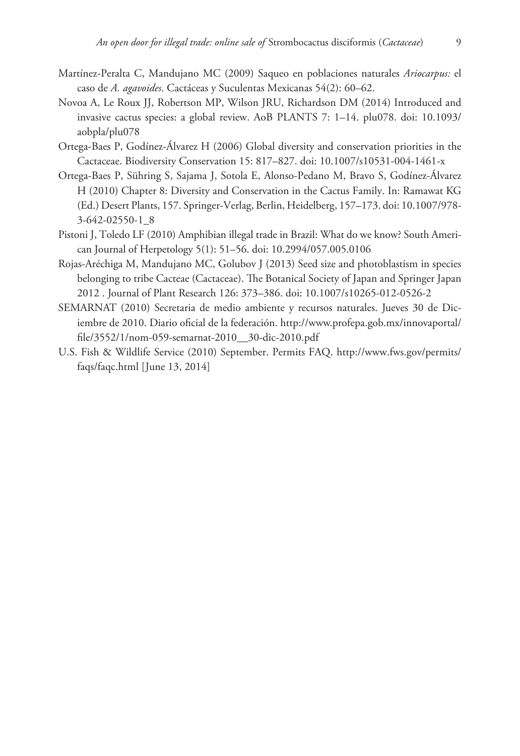Martínez-Peralta C, Mandujano MC (2009) Saqueo en poblaciones naturales *Ariocarpus:* el caso de *A. agavoides*. Cactáceas y Suculentas Mexicanas 54(2): 60–62.

Novoa A, Le Roux JJ, Robertson MP, Wilson JRU, Richardson DM (2014) Introduced and invasive cactus species: a global review. AoB PLANTS 7: 1–14. plu078. doi: 10.1093/aobpla/plu078

Ortega-Baes P, Godínez-Álvarez H (2006) Global diversity and conservation priorities in the Cactaceae. Biodiversity Conservation 15: 817–827. doi: 10.1007/s10531-004-1461-x

Ortega-Baes P, Sühring S, Sajama J, Sotola E, Alonso-Pedano M, Bravo S, Godínez-Álvarez H (2010) Chapter 8: Diversity and Conservation in the Cactus Family. In: Ramawat KG (Ed.) Desert Plants, 157. Springer-Verlag, Berlin, Heidelberg, 157–173. doi: 10.1007/978-3-642-02550-1_8

Pistoni J, Toledo LF (2010) Amphibian illegal trade in Brazil: What do we know? South American Journal of Herpetology 5(1): 51–56. doi: 10.2994/057.005.0106

Rojas-Aréchiga M, Mandujano MC, Golubov J (2013) Seed size and photoblastism in species belonging to tribe Cacteae (Cactaceae). The Botanical Society of Japan and Springer Japan 2012 . Journal of Plant Research 126: 373–386. doi: 10.1007/s10265-012-0526-2

SEMARNAT (2010) Secretaria de medio ambiente y recursos naturales. Jueves 30 de Diciembre de 2010. Diario oficial de la federación. http://www.profepa.gob.mx/innovaportal/file/3552/1/nom-059-semarnat-2010__30-dic-2010.pdf

U.S. Fish & Wildlife Service (2010) September. Permits FAQ. http://www.fws.gov/permits/faqs/faqc.html [June 13, 2014]